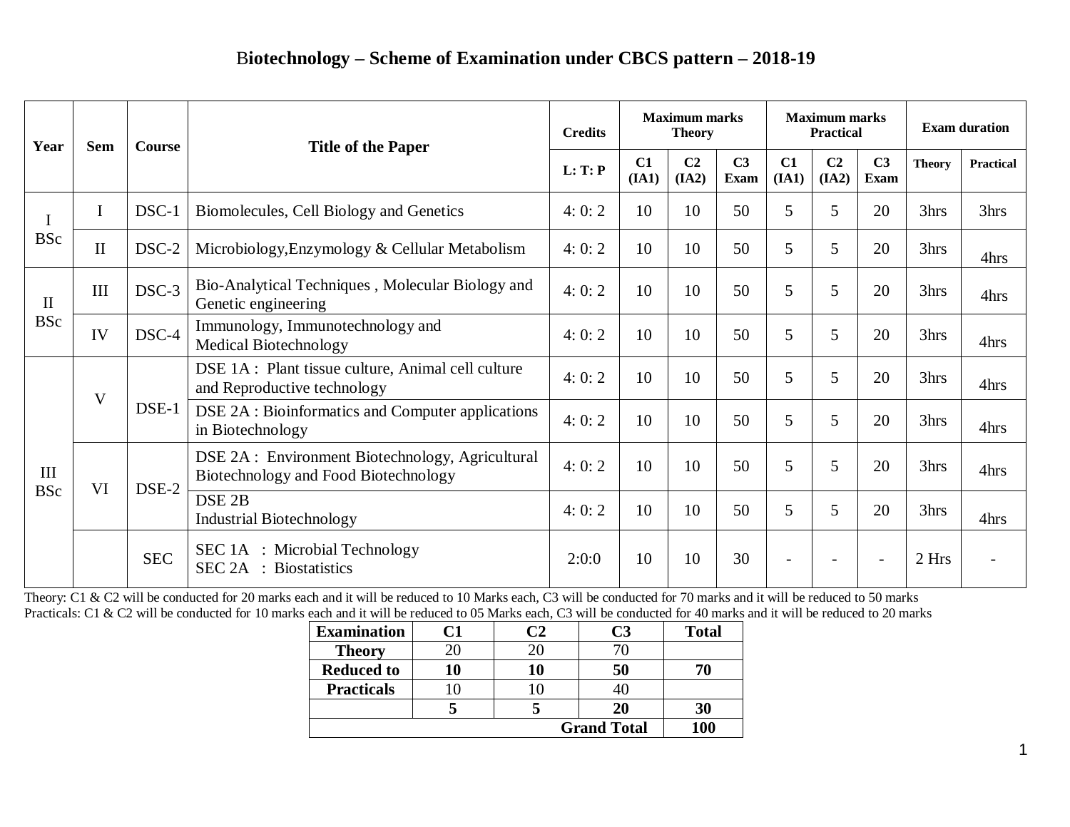# Biotechnology – Scheme of Examination under CBCS pattern – 2018-19

| Year | Sem | Course | Title of the Paper | Credits | Maximum marks Theory | | | Maximum marks Practical | | | Exam duration | |
|---|---|---|---|---|---|---|---|---|---|---|---|---|
| | | | | L: T: P | C1 (IA1) | C2 (IA2) | C3 Exam | C1 (IA1) | C2 (IA2) | C3 Exam | Theory | Practical |
| I BSc | I | DSC-1 | Biomolecules, Cell Biology and Genetics | 4: 0: 2 | 10 | 10 | 50 | 5 | 5 | 20 | 3hrs | 3hrs |
| | II | DSC-2 | Microbiology,Enzymology & Cellular Metabolism | 4: 0: 2 | 10 | 10 | 50 | 5 | 5 | 20 | 3hrs | 4hrs |
| II BSc | III | DSC-3 | Bio-Analytical Techniques , Molecular Biology and Genetic engineering | 4: 0: 2 | 10 | 10 | 50 | 5 | 5 | 20 | 3hrs | 4hrs |
| | IV | DSC-4 | Immunology, Immunotechnology and Medical Biotechnology | 4: 0: 2 | 10 | 10 | 50 | 5 | 5 | 20 | 3hrs | 4hrs |
| III BSc | V | DSE-1 | DSE 1A : Plant tissue culture, Animal cell culture and Reproductive technology | 4: 0: 2 | 10 | 10 | 50 | 5 | 5 | 20 | 3hrs | 4hrs |
| | | | DSE 2A : Bioinformatics and Computer applications in Biotechnology | 4: 0: 2 | 10 | 10 | 50 | 5 | 5 | 20 | 3hrs | 4hrs |
| | VI | DSE-2 | DSE 2A : Environment Biotechnology, Agricultural Biotechnology and Food Biotechnology | 4: 0: 2 | 10 | 10 | 50 | 5 | 5 | 20 | 3hrs | 4hrs |
| | | | DSE 2B Industrial Biotechnology | 4: 0: 2 | 10 | 10 | 50 | 5 | 5 | 20 | 3hrs | 4hrs |
| | | SEC | SEC 1A : Microbial Technology<br>SEC 2A : Biostatistics | 2:0:0 | 10 | 10 | 30 | - | - | - | 2 Hrs | - |

Theory: C1 & C2 will be conducted for 20 marks each and it will be reduced to 10 Marks each, C3 will be conducted for 70 marks and it will be reduced to 50 marks
Practicals: C1 & C2 will be conducted for 10 marks each and it will be reduced to 05 Marks each, C3 will be conducted for 40 marks and it will be reduced to 20 marks

| Examination | C1 | C2 | C3 | Total |
|---|---|---|---|---|
| **Theory** | 20 | 20 | 70 | |
| **Reduced to** | **10** | **10** | **50** | **70** |
| **Practicals** | 10 | 10 | 40 | |
| | **5** | **5** | **20** | **30** |
| | | | **Grand Total** | **100** |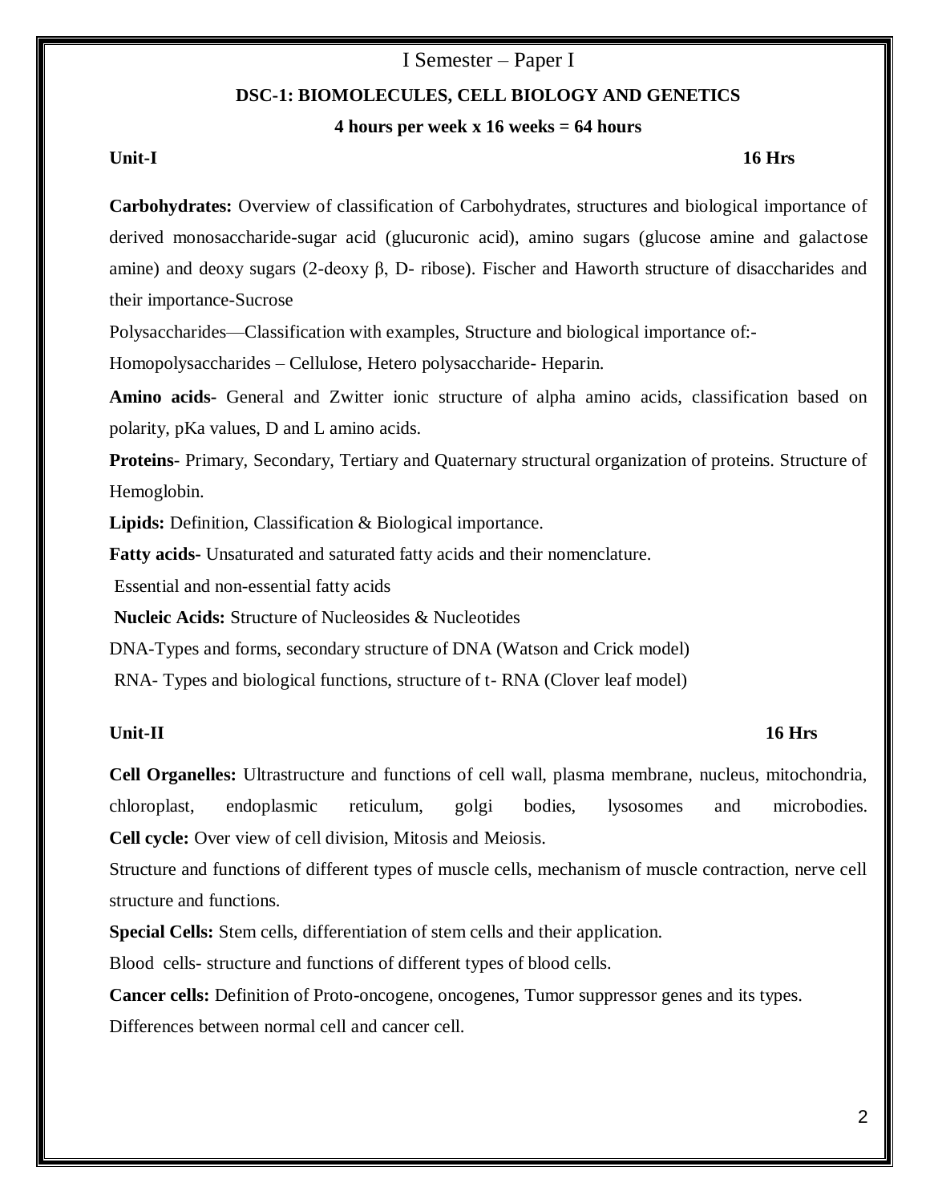# I Semester – Paper I

## DSC-1: BIOMOLECULES, CELL BIOLOGY AND GENETICS

**4 hours per week x 16 weeks = 64 hours**

**Unit-I** **16 Hrs**

**Carbohydrates:** Overview of classification of Carbohydrates, structures and biological importance of derived monosaccharide-sugar acid (glucuronic acid), amino sugars (glucose amine and galactose amine) and deoxy sugars (2-deoxy β, D- ribose). Fischer and Haworth structure of disaccharides and their importance-Sucrose

Polysaccharides—Classification with examples, Structure and biological importance of:-

Homopolysaccharides – Cellulose, Hetero polysaccharide- Heparin.

**Amino acids-** General and Zwitter ionic structure of alpha amino acids, classification based on polarity, pKa values, D and L amino acids.

**Proteins**- Primary, Secondary, Tertiary and Quaternary structural organization of proteins. Structure of Hemoglobin.

**Lipids:** Definition, Classification & Biological importance.

**Fatty acids-** Unsaturated and saturated fatty acids and their nomenclature.

Essential and non-essential fatty acids

**Nucleic Acids:** Structure of Nucleosides & Nucleotides

DNA-Types and forms, secondary structure of DNA (Watson and Crick model)

RNA- Types and biological functions, structure of t- RNA (Clover leaf model)

**Unit-II** **16 Hrs**

**Cell Organelles:** Ultrastructure and functions of cell wall, plasma membrane, nucleus, mitochondria, chloroplast, endoplasmic reticulum, golgi bodies, lysosomes and microbodies.

**Cell cycle:** Over view of cell division, Mitosis and Meiosis.

Structure and functions of different types of muscle cells, mechanism of muscle contraction, nerve cell structure and functions.

**Special Cells:** Stem cells, differentiation of stem cells and their application.

Blood cells- structure and functions of different types of blood cells.

**Cancer cells:** Definition of Proto-oncogene, oncogenes, Tumor suppressor genes and its types.

Differences between normal cell and cancer cell.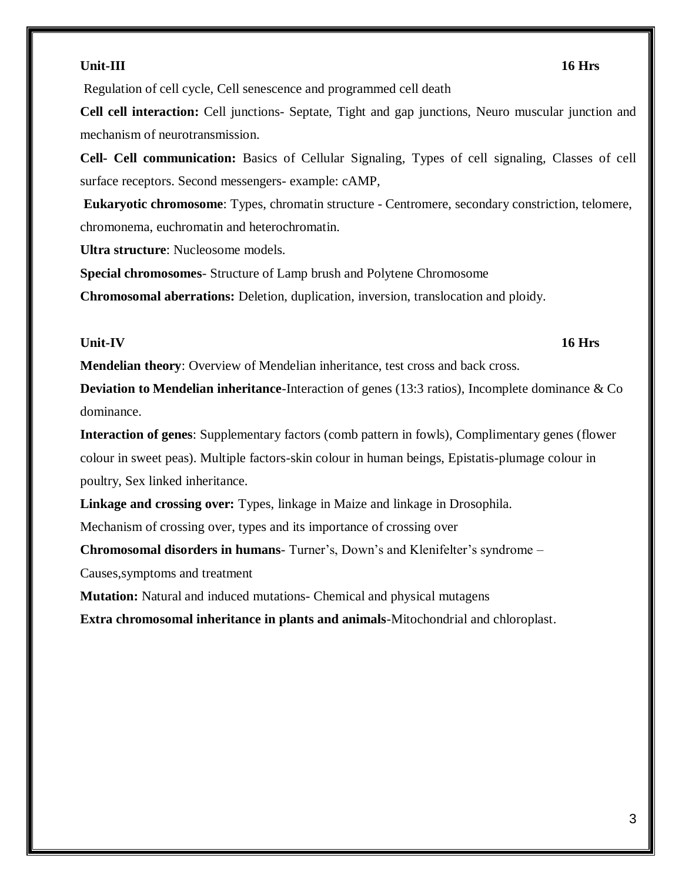**Unit-III** **16 Hrs**

Regulation of cell cycle, Cell senescence and programmed cell death

**Cell cell interaction:** Cell junctions- Septate, Tight and gap junctions, Neuro muscular junction and mechanism of neurotransmission.

**Cell- Cell communication:** Basics of Cellular Signaling, Types of cell signaling, Classes of cell surface receptors. Second messengers- example: cAMP,

**Eukaryotic chromosome**: Types, chromatin structure - Centromere, secondary constriction, telomere, chromonema, euchromatin and heterochromatin.

**Ultra structure**: Nucleosome models.

**Special chromosomes**- Structure of Lamp brush and Polytene Chromosome

**Chromosomal aberrations:** Deletion, duplication, inversion, translocation and ploidy.

**Unit-IV** **16 Hrs**

**Mendelian theory**: Overview of Mendelian inheritance, test cross and back cross.

**Deviation to Mendelian inheritance**-Interaction of genes (13:3 ratios), Incomplete dominance & Co dominance.

**Interaction of genes**: Supplementary factors (comb pattern in fowls), Complimentary genes (flower colour in sweet peas). Multiple factors-skin colour in human beings, Epistatis-plumage colour in poultry, Sex linked inheritance.

**Linkage and crossing over:** Types, linkage in Maize and linkage in Drosophila.

Mechanism of crossing over, types and its importance of crossing over

**Chromosomal disorders in humans**- Turner's, Down's and Klenifelter's syndrome – Causes,symptoms and treatment

**Mutation:** Natural and induced mutations- Chemical and physical mutagens

**Extra chromosomal inheritance in plants and animals**-Mitochondrial and chloroplast.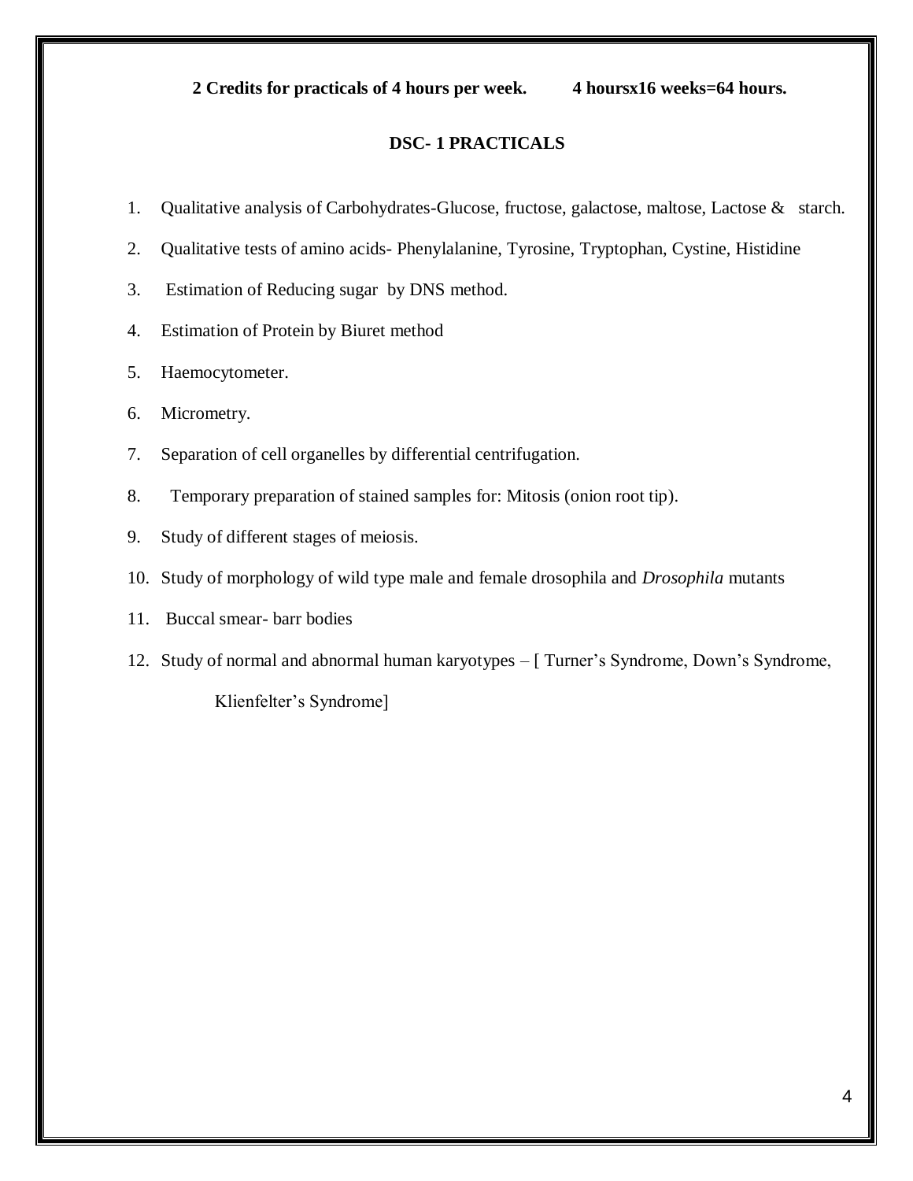**2 Credits for practicals of 4 hours per week.          4 hoursx16 weeks=64 hours.**

## DSC- 1 PRACTICALS

1. Qualitative analysis of Carbohydrates-Glucose, fructose, galactose, maltose, Lactose & starch.
2. Qualitative tests of amino acids- Phenylalanine, Tyrosine, Tryptophan, Cystine, Histidine
3. Estimation of Reducing sugar by DNS method.
4. Estimation of Protein by Biuret method
5. Haemocytometer.
6. Micrometry.
7. Separation of cell organelles by differential centrifugation.
8. Temporary preparation of stained samples for: Mitosis (onion root tip).
9. Study of different stages of meiosis.
10. Study of morphology of wild type male and female drosophila and *Drosophila* mutants
11. Buccal smear- barr bodies
12. Study of normal and abnormal human karyotypes – [ Turner's Syndrome, Down's Syndrome, Klienfelter's Syndrome]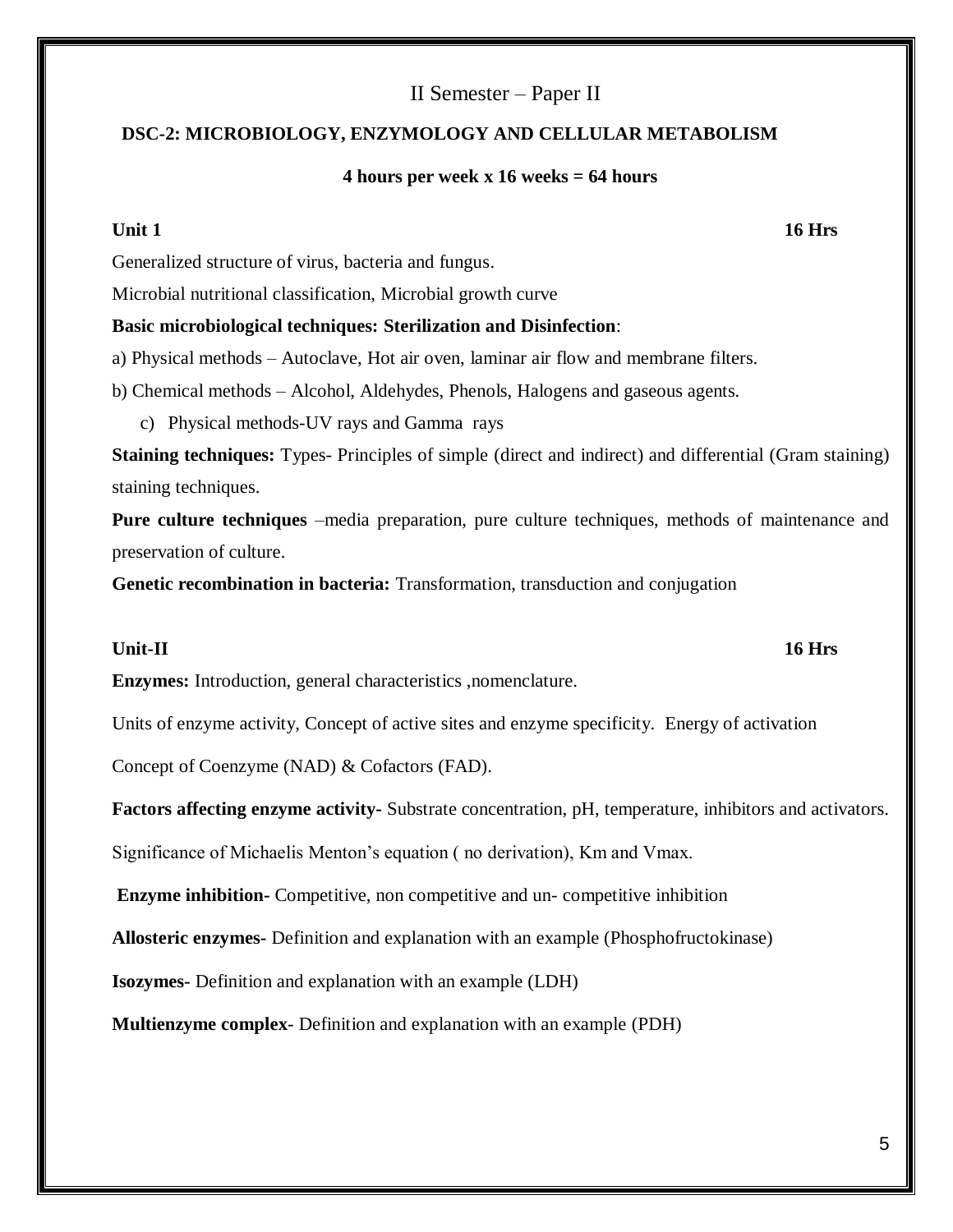## II Semester – Paper II

### DSC-2: MICROBIOLOGY, ENZYMOLOGY AND CELLULAR METABOLISM

**4 hours per week x 16 weeks = 64 hours**

**Unit 1** **16 Hrs**

Generalized structure of virus, bacteria and fungus.

Microbial nutritional classification, Microbial growth curve

**Basic microbiological techniques: Sterilization and Disinfection**:

a) Physical methods – Autoclave, Hot air oven, laminar air flow and membrane filters.

b) Chemical methods – Alcohol, Aldehydes, Phenols, Halogens and gaseous agents.

c) Physical methods-UV rays and Gamma rays

**Staining techniques:** Types- Principles of simple (direct and indirect) and differential (Gram staining) staining techniques.

**Pure culture techniques** –media preparation, pure culture techniques, methods of maintenance and preservation of culture.

**Genetic recombination in bacteria:** Transformation, transduction and conjugation

**Unit-II** **16 Hrs**

**Enzymes:** Introduction, general characteristics ,nomenclature.

Units of enzyme activity, Concept of active sites and enzyme specificity. Energy of activation

Concept of Coenzyme (NAD) & Cofactors (FAD).

**Factors affecting enzyme activity-** Substrate concentration, pH, temperature, inhibitors and activators.

Significance of Michaelis Menton's equation ( no derivation), Km and Vmax.

**Enzyme inhibition-** Competitive, non competitive and un- competitive inhibition

**Allosteric enzymes-** Definition and explanation with an example (Phosphofructokinase)

**Isozymes-** Definition and explanation with an example (LDH)

**Multienzyme complex**- Definition and explanation with an example (PDH)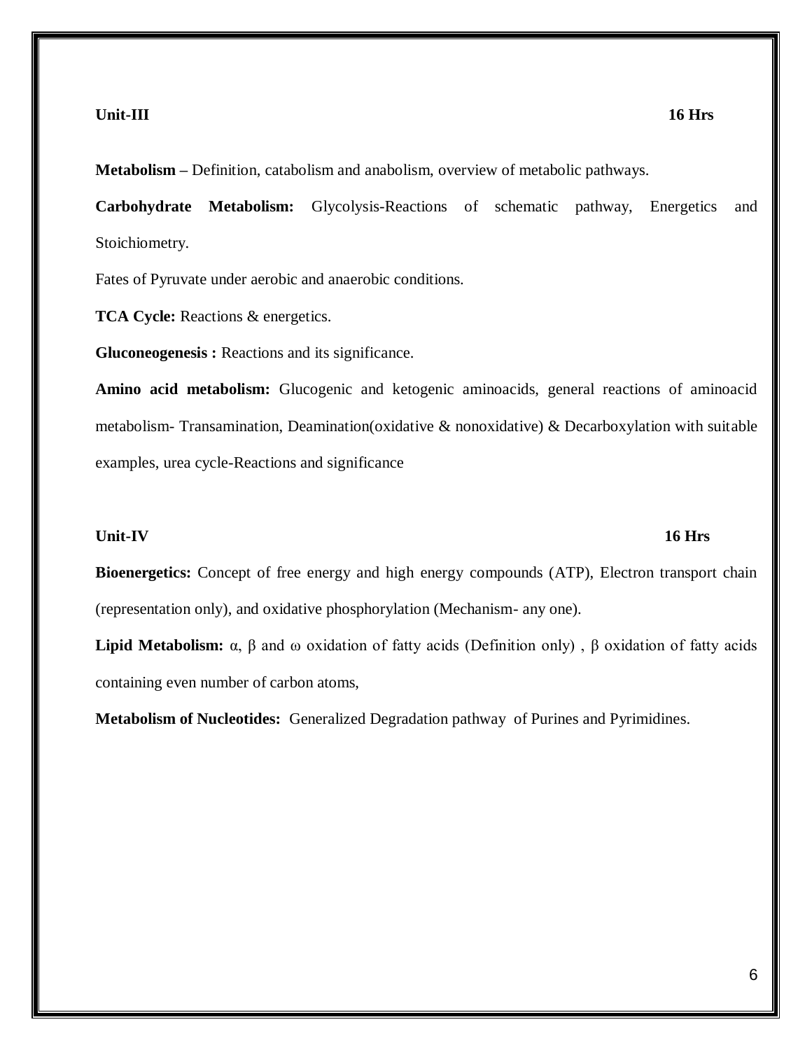**Unit-III** **16 Hrs**

**Metabolism –** Definition, catabolism and anabolism, overview of metabolic pathways.

**Carbohydrate Metabolism:** Glycolysis-Reactions of schematic pathway, Energetics and Stoichiometry.

Fates of Pyruvate under aerobic and anaerobic conditions.

**TCA Cycle:** Reactions & energetics.

**Gluconeogenesis :** Reactions and its significance.

**Amino acid metabolism:** Glucogenic and ketogenic aminoacids, general reactions of aminoacid metabolism- Transamination, Deamination(oxidative & nonoxidative) & Decarboxylation with suitable examples, urea cycle-Reactions and significance

**Unit-IV** **16 Hrs**

**Bioenergetics:** Concept of free energy and high energy compounds (ATP), Electron transport chain (representation only), and oxidative phosphorylation (Mechanism- any one).

**Lipid Metabolism:** α, β and ω oxidation of fatty acids (Definition only) , β oxidation of fatty acids containing even number of carbon atoms,

**Metabolism of Nucleotides:** Generalized Degradation pathway of Purines and Pyrimidines.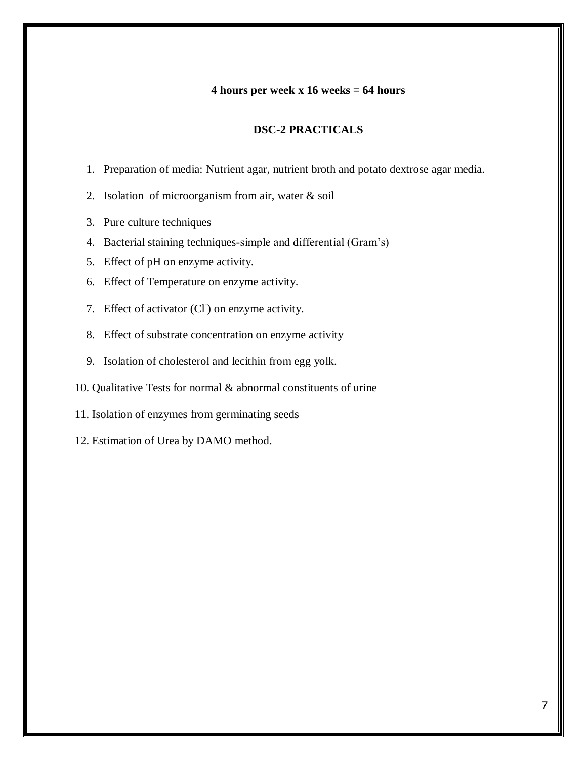**4 hours per week x 16 weeks = 64 hours**

## DSC-2 PRACTICALS

1. Preparation of media: Nutrient agar, nutrient broth and potato dextrose agar media.
2. Isolation of microorganism from air, water & soil
3. Pure culture techniques
4. Bacterial staining techniques-simple and differential (Gram's)
5. Effect of pH on enzyme activity.
6. Effect of Temperature on enzyme activity.
7. Effect of activator ($Cl^-$) on enzyme activity.
8. Effect of substrate concentration on enzyme activity
9. Isolation of cholesterol and lecithin from egg yolk.
10. Qualitative Tests for normal & abnormal constituents of urine
11. Isolation of enzymes from germinating seeds
12. Estimation of Urea by DAMO method.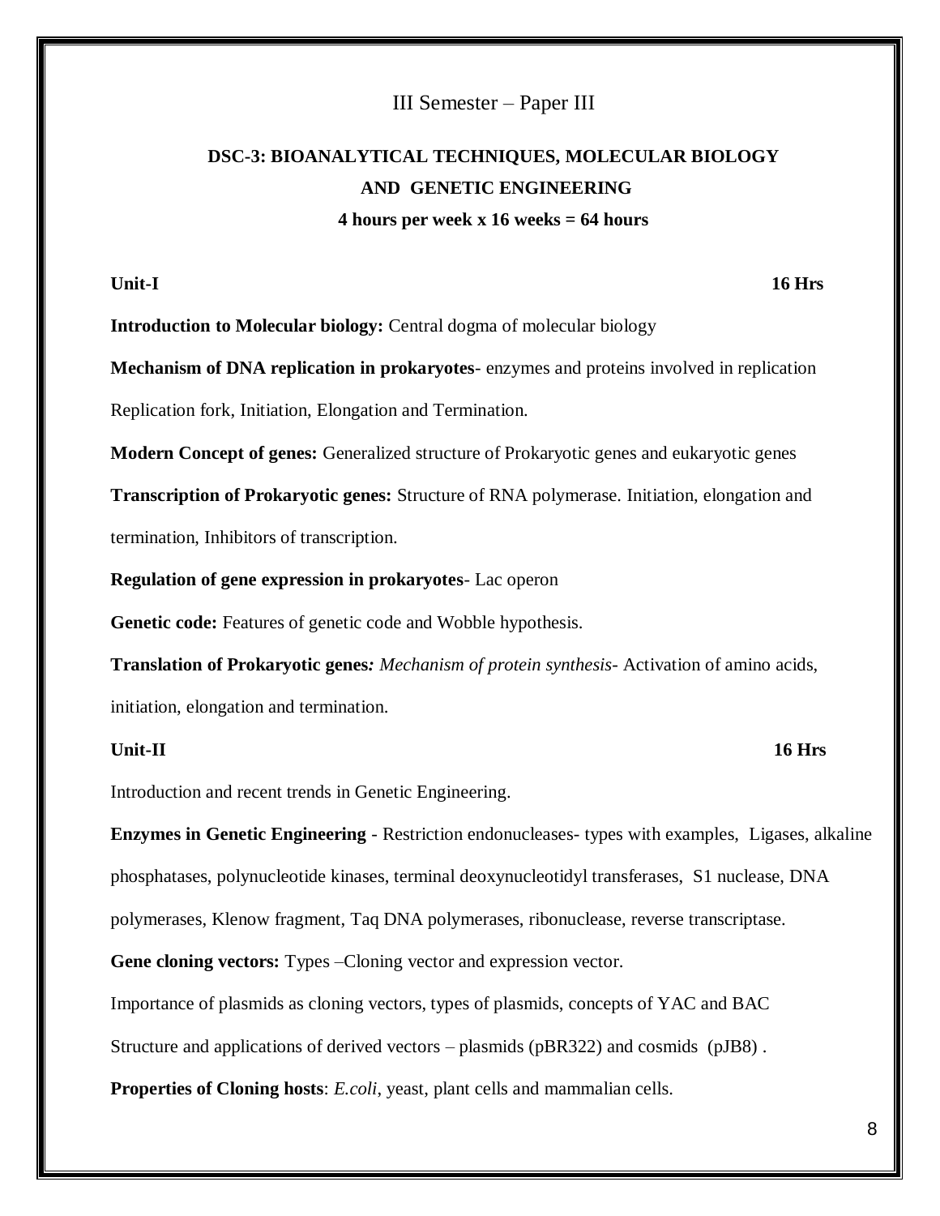III Semester – Paper III

## DSC-3: BIOANALYTICAL TECHNIQUES, MOLECULAR BIOLOGY AND GENETIC ENGINEERING

**4 hours per week x 16 weeks = 64 hours**

**Unit-I** **16 Hrs**

**Introduction to Molecular biology:** Central dogma of molecular biology

**Mechanism of DNA replication in prokaryotes**- enzymes and proteins involved in replication Replication fork, Initiation, Elongation and Termination.

**Modern Concept of genes:** Generalized structure of Prokaryotic genes and eukaryotic genes

**Transcription of Prokaryotic genes:** Structure of RNA polymerase. Initiation, elongation and termination, Inhibitors of transcription.

**Regulation of gene expression in prokaryotes**- Lac operon

**Genetic code:** Features of genetic code and Wobble hypothesis.

**Translation of Prokaryotic genes***: Mechanism of protein synthesis*- Activation of amino acids, initiation, elongation and termination.

**Unit-II** **16 Hrs**

Introduction and recent trends in Genetic Engineering.

**Enzymes in Genetic Engineering** - Restriction endonucleases- types with examples, Ligases, alkaline phosphatases, polynucleotide kinases, terminal deoxynucleotidyl transferases, S1 nuclease, DNA polymerases, Klenow fragment, Taq DNA polymerases, ribonuclease, reverse transcriptase.

**Gene cloning vectors:** Types –Cloning vector and expression vector.

Importance of plasmids as cloning vectors, types of plasmids, concepts of YAC and BAC

Structure and applications of derived vectors – plasmids (pBR322) and cosmids (pJB8) .

**Properties of Cloning hosts**: *E.coli*, yeast, plant cells and mammalian cells.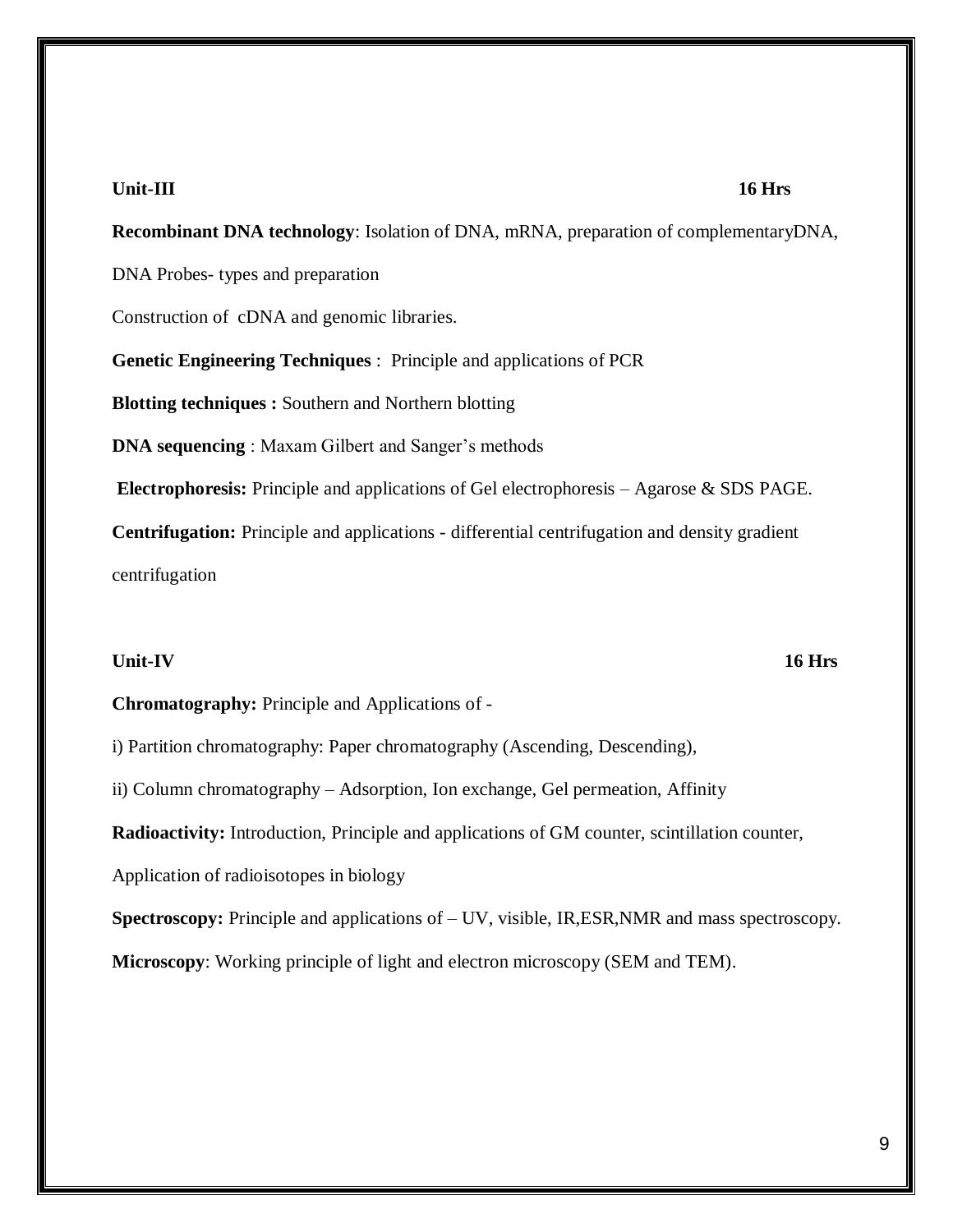**Unit-III** **16 Hrs**

**Recombinant DNA technology**: Isolation of DNA, mRNA, preparation of complementaryDNA,

DNA Probes- types and preparation

Construction of cDNA and genomic libraries.

**Genetic Engineering Techniques** : Principle and applications of PCR

**Blotting techniques :** Southern and Northern blotting

**DNA sequencing** : Maxam Gilbert and Sanger's methods

**Electrophoresis:** Principle and applications of Gel electrophoresis – Agarose & SDS PAGE.

**Centrifugation:** Principle and applications - differential centrifugation and density gradient centrifugation

**Unit-IV** **16 Hrs**

**Chromatography:** Principle and Applications of -

i) Partition chromatography: Paper chromatography (Ascending, Descending),

ii) Column chromatography – Adsorption, Ion exchange, Gel permeation, Affinity

**Radioactivity:** Introduction, Principle and applications of GM counter, scintillation counter, Application of radioisotopes in biology

**Spectroscopy:** Principle and applications of – UV, visible, IR,ESR,NMR and mass spectroscopy.

**Microscopy**: Working principle of light and electron microscopy (SEM and TEM).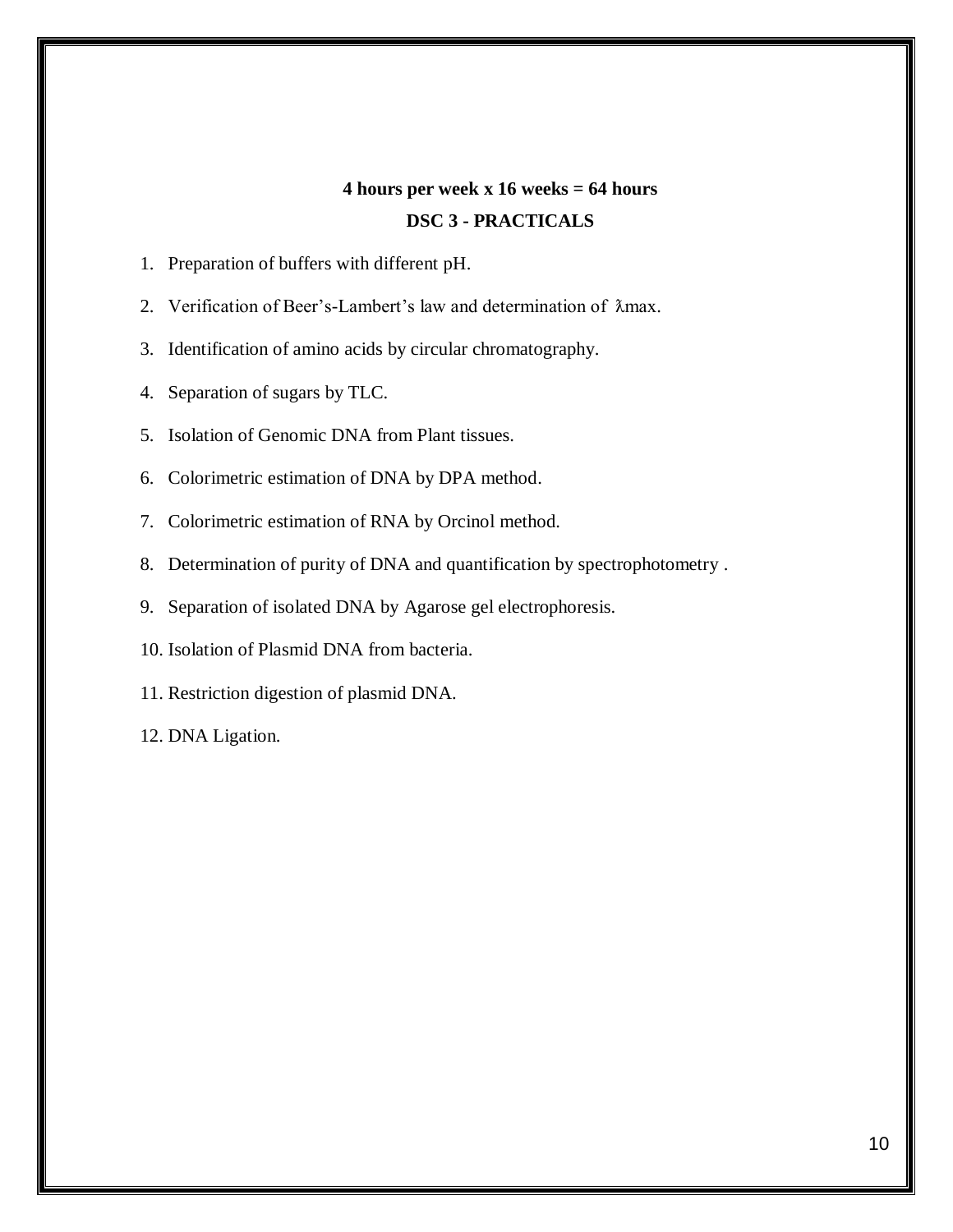**4 hours per week x 16 weeks = 64 hours**

## DSC 3 - PRACTICALS

1. Preparation of buffers with different pH.
2. Verification of Beer's-Lambert's law and determination of $\lambda$max.
3. Identification of amino acids by circular chromatography.
4. Separation of sugars by TLC.
5. Isolation of Genomic DNA from Plant tissues.
6. Colorimetric estimation of DNA by DPA method.
7. Colorimetric estimation of RNA by Orcinol method.
8. Determination of purity of DNA and quantification by spectrophotometry .
9. Separation of isolated DNA by Agarose gel electrophoresis.
10. Isolation of Plasmid DNA from bacteria.
11. Restriction digestion of plasmid DNA.
12. DNA Ligation.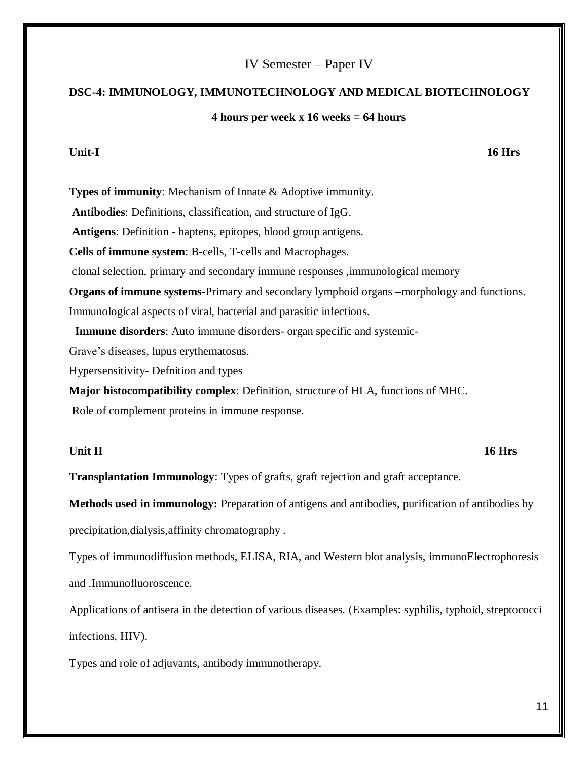IV Semester – Paper IV

## DSC-4: IMMUNOLOGY, IMMUNOTECHNOLOGY AND MEDICAL BIOTECHNOLOGY

**4 hours per week x 16 weeks = 64 hours**

### Unit-I — 16 Hrs

**Types of immunity**: Mechanism of Innate & Adoptive immunity.

**Antibodies**: Definitions, classification, and structure of IgG.

**Antigens**: Definition - haptens, epitopes, blood group antigens.

**Cells of immune system**: B-cells, T-cells and Macrophages.

clonal selection, primary and secondary immune responses ,immunological memory

**Organs of immune systems**-Primary and secondary lymphoid organs –morphology and functions.

Immunological aspects of viral, bacterial and parasitic infections.

**Immune disorders**: Auto immune disorders- organ specific and systemic-

Grave's diseases, lupus erythematosus.

Hypersensitivity- Defnition and types

**Major histocompatibility complex**: Definition, structure of HLA, functions of MHC.

Role of complement proteins in immune response.

### Unit II — 16 Hrs

**Transplantation Immunology**: Types of grafts, graft rejection and graft acceptance.

**Methods used in immunology:** Preparation of antigens and antibodies, purification of antibodies by precipitation,dialysis,affinity chromatography .

Types of immunodiffusion methods, ELISA, RIA, and Western blot analysis, immunoElectrophoresis and .Immunofluoroscence.

Applications of antisera in the detection of various diseases. (Examples: syphilis, typhoid, streptococci infections, HIV).

Types and role of adjuvants, antibody immunotherapy.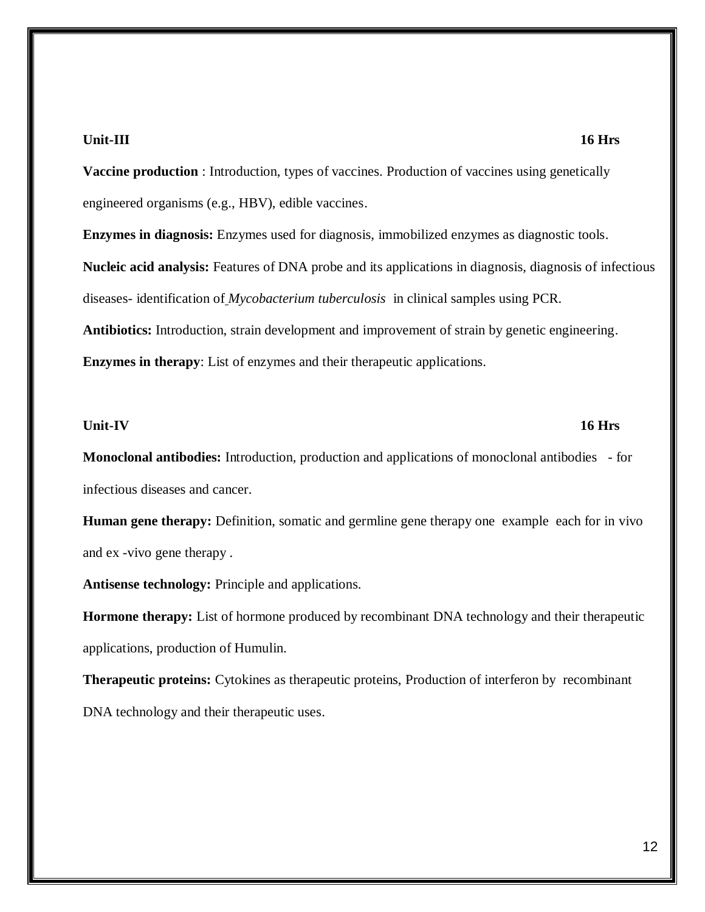**Unit-III** **16 Hrs**

**Vaccine production** : Introduction, types of vaccines. Production of vaccines using genetically engineered organisms (e.g., HBV), edible vaccines.

**Enzymes in diagnosis:** Enzymes used for diagnosis, immobilized enzymes as diagnostic tools.

**Nucleic acid analysis:** Features of DNA probe and its applications in diagnosis, diagnosis of infectious diseases- identification of *Mycobacterium tuberculosis* in clinical samples using PCR.

**Antibiotics:** Introduction, strain development and improvement of strain by genetic engineering.

**Enzymes in therapy**: List of enzymes and their therapeutic applications.

**Unit-IV** **16 Hrs**

**Monoclonal antibodies:** Introduction, production and applications of monoclonal antibodies - for infectious diseases and cancer.

**Human gene therapy:** Definition, somatic and germline gene therapy one example each for in vivo and ex -vivo gene therapy .

**Antisense technology:** Principle and applications.

**Hormone therapy:** List of hormone produced by recombinant DNA technology and their therapeutic applications, production of Humulin.

**Therapeutic proteins:** Cytokines as therapeutic proteins, Production of interferon by recombinant DNA technology and their therapeutic uses.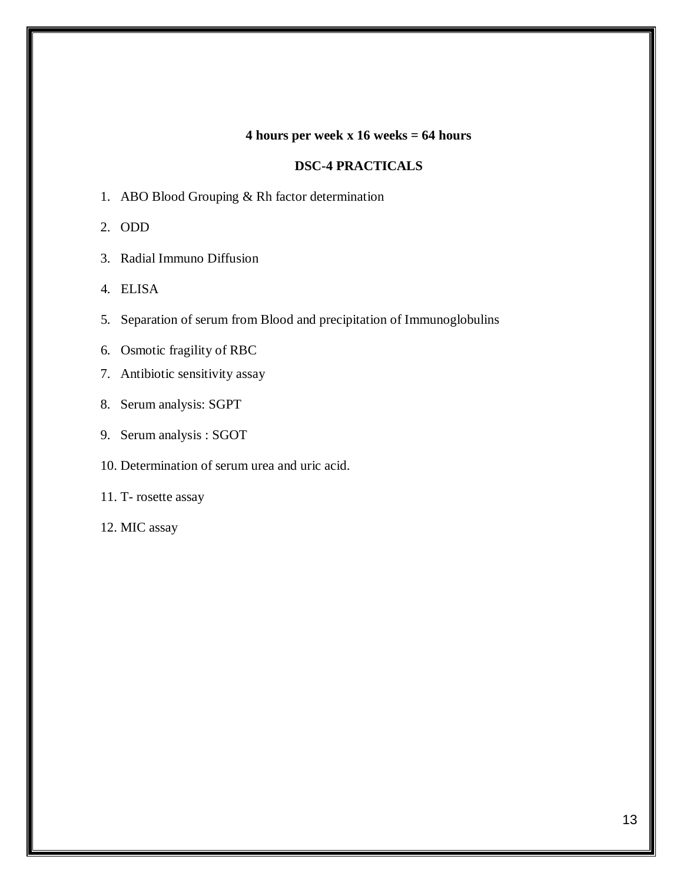**4 hours per week x 16 weeks = 64 hours**

## DSC-4 PRACTICALS

1. ABO Blood Grouping & Rh factor determination
2. ODD
3. Radial Immuno Diffusion
4. ELISA
5. Separation of serum from Blood and precipitation of Immunoglobulins
6. Osmotic fragility of RBC
7. Antibiotic sensitivity assay
8. Serum analysis: SGPT
9. Serum analysis : SGOT
10. Determination of serum urea and uric acid.
11. T- rosette assay
12. MIC assay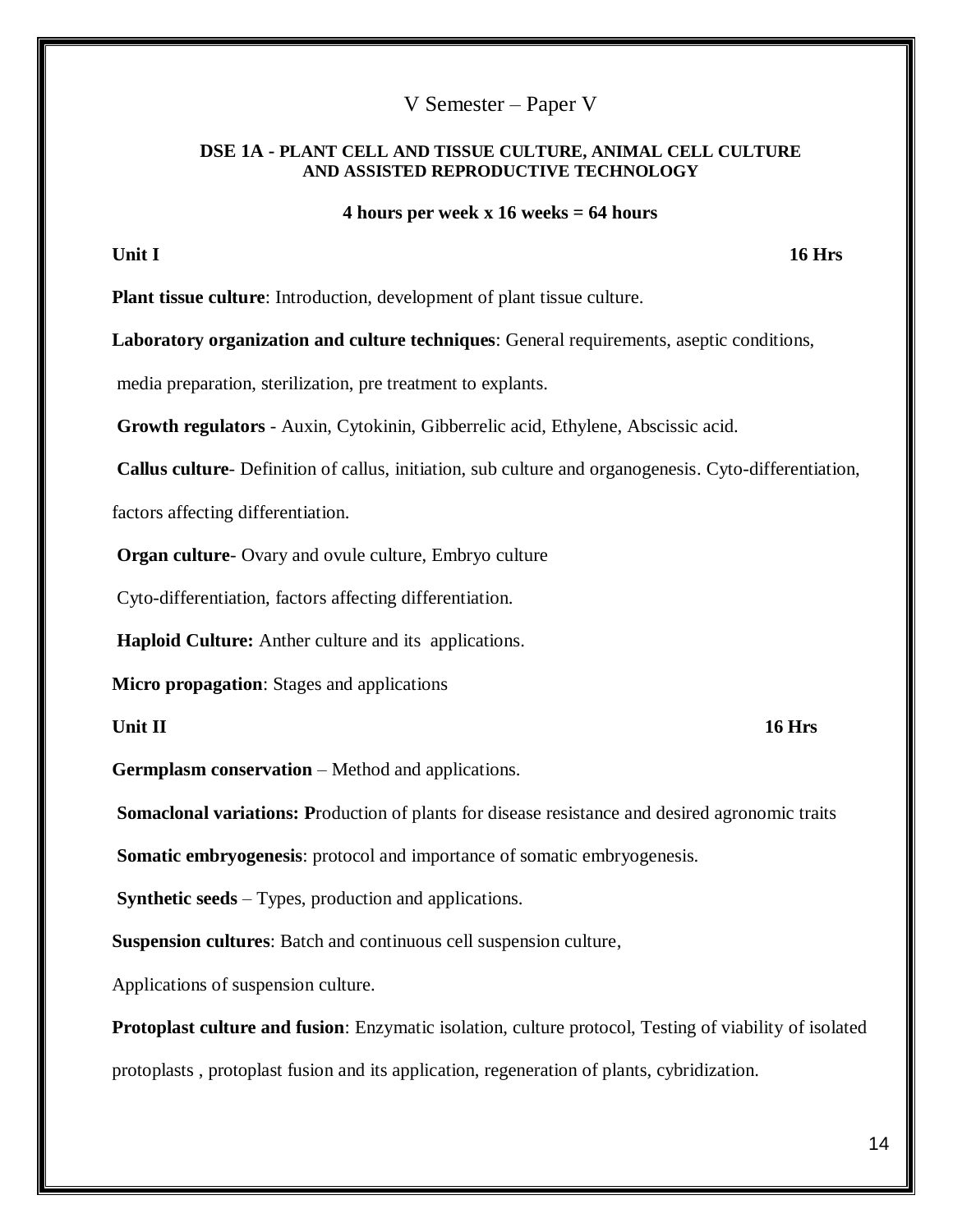V Semester – Paper V

## DSE 1A - PLANT CELL AND TISSUE CULTURE, ANIMAL CELL CULTURE AND ASSISTED REPRODUCTIVE TECHNOLOGY

**4 hours per week x 16 weeks = 64 hours**

### Unit I — 16 Hrs

**Plant tissue culture**: Introduction, development of plant tissue culture.

**Laboratory organization and culture techniques**: General requirements, aseptic conditions, media preparation, sterilization, pre treatment to explants.

**Growth regulators** - Auxin, Cytokinin, Gibberrelic acid, Ethylene, Abscissic acid.

**Callus culture**- Definition of callus, initiation, sub culture and organogenesis. Cyto-differentiation, factors affecting differentiation.

**Organ culture**- Ovary and ovule culture, Embryo culture

Cyto-differentiation, factors affecting differentiation.

**Haploid Culture:** Anther culture and its applications.

**Micro propagation**: Stages and applications

### Unit II — 16 Hrs

**Germplasm conservation** – Method and applications.

**Somaclonal variations: P**roduction of plants for disease resistance and desired agronomic traits

**Somatic embryogenesis**: protocol and importance of somatic embryogenesis.

**Synthetic seeds** – Types, production and applications.

**Suspension cultures**: Batch and continuous cell suspension culture, Applications of suspension culture.

**Protoplast culture and fusion**: Enzymatic isolation, culture protocol, Testing of viability of isolated protoplasts , protoplast fusion and its application, regeneration of plants, cybridization.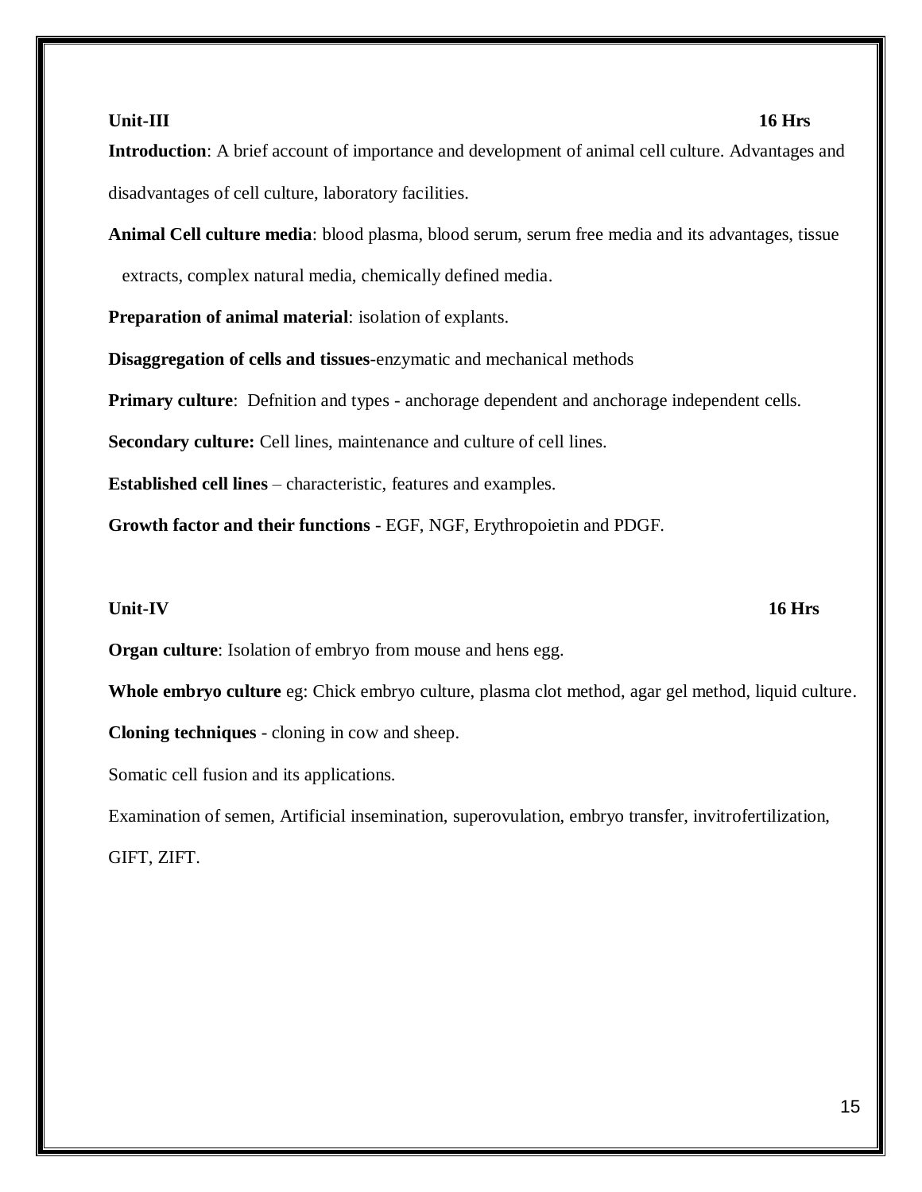**Unit-III** **16 Hrs**

**Introduction**: A brief account of importance and development of animal cell culture. Advantages and disadvantages of cell culture, laboratory facilities.

**Animal Cell culture media**: blood plasma, blood serum, serum free media and its advantages, tissue extracts, complex natural media, chemically defined media.

**Preparation of animal material**: isolation of explants.

**Disaggregation of cells and tissues**-enzymatic and mechanical methods

**Primary culture**: Defnition and types - anchorage dependent and anchorage independent cells.

**Secondary culture:** Cell lines, maintenance and culture of cell lines.

**Established cell lines** – characteristic, features and examples.

**Growth factor and their functions** - EGF, NGF, Erythropoietin and PDGF.

**Unit-IV** **16 Hrs**

**Organ culture**: Isolation of embryo from mouse and hens egg.

**Whole embryo culture** eg: Chick embryo culture, plasma clot method, agar gel method, liquid culture.

**Cloning techniques** - cloning in cow and sheep.

Somatic cell fusion and its applications.

Examination of semen, Artificial insemination, superovulation, embryo transfer, invitrofertilization, GIFT, ZIFT.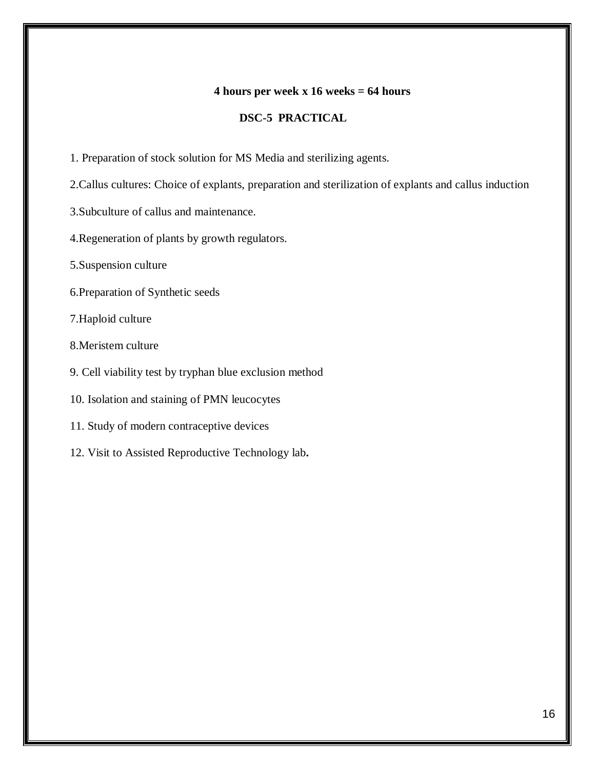**4 hours per week x 16 weeks = 64 hours**

## DSC-5 PRACTICAL

1. Preparation of stock solution for MS Media and sterilizing agents.
2. Callus cultures: Choice of explants, preparation and sterilization of explants and callus induction
3. Subculture of callus and maintenance.
4. Regeneration of plants by growth regulators.
5. Suspension culture
6. Preparation of Synthetic seeds
7. Haploid culture
8. Meristem culture
9. Cell viability test by tryphan blue exclusion method
10. Isolation and staining of PMN leucocytes
11. Study of modern contraceptive devices
12. Visit to Assisted Reproductive Technology lab.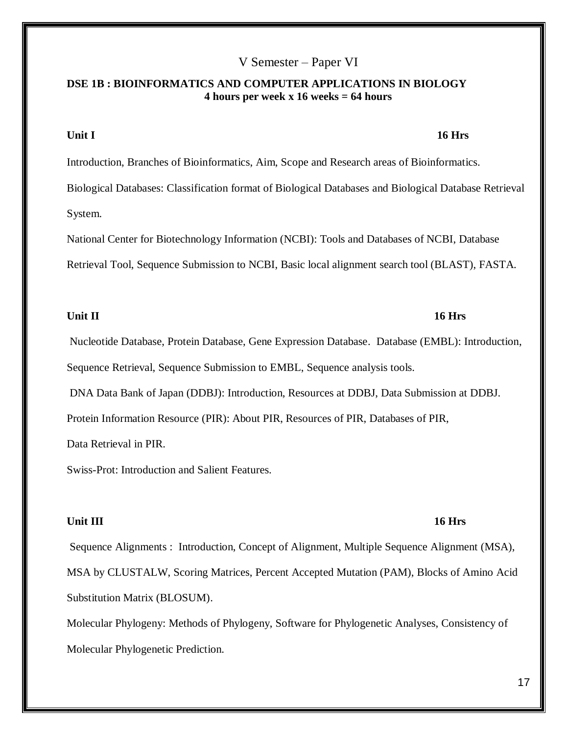## V Semester – Paper VI

**DSE 1B : BIOINFORMATICS AND COMPUTER APPLICATIONS IN BIOLOGY**
**4 hours per week x 16 weeks = 64 hours**

**Unit I** **16 Hrs**

Introduction, Branches of Bioinformatics, Aim, Scope and Research areas of Bioinformatics.

Biological Databases: Classification format of Biological Databases and Biological Database Retrieval System.

National Center for Biotechnology Information (NCBI): Tools and Databases of NCBI, Database Retrieval Tool, Sequence Submission to NCBI, Basic local alignment search tool (BLAST), FASTA.

**Unit II** **16 Hrs**

Nucleotide Database, Protein Database, Gene Expression Database. Database (EMBL): Introduction, Sequence Retrieval, Sequence Submission to EMBL, Sequence analysis tools.

DNA Data Bank of Japan (DDBJ): Introduction, Resources at DDBJ, Data Submission at DDBJ.

Protein Information Resource (PIR): About PIR, Resources of PIR, Databases of PIR,

Data Retrieval in PIR.

Swiss-Prot: Introduction and Salient Features.

**Unit III** **16 Hrs**

Sequence Alignments : Introduction, Concept of Alignment, Multiple Sequence Alignment (MSA), MSA by CLUSTALW, Scoring Matrices, Percent Accepted Mutation (PAM), Blocks of Amino Acid Substitution Matrix (BLOSUM).

Molecular Phylogeny: Methods of Phylogeny, Software for Phylogenetic Analyses, Consistency of Molecular Phylogenetic Prediction.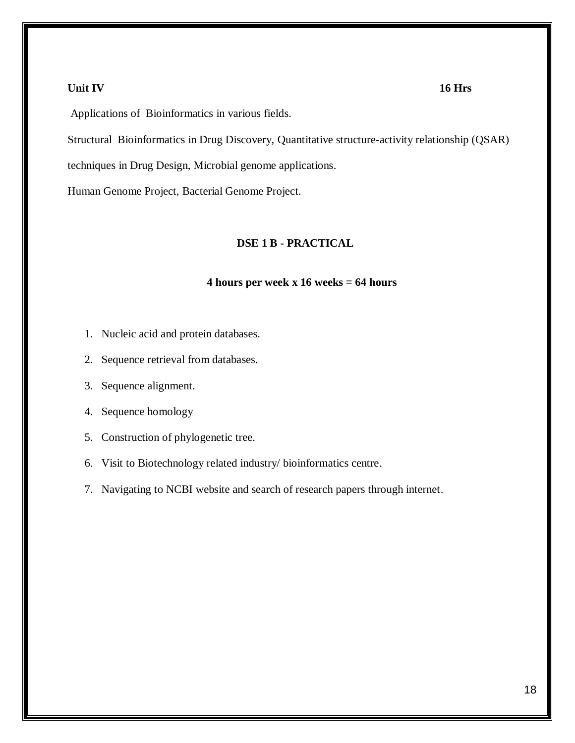**Unit IV** **16 Hrs**

Applications of Bioinformatics in various fields.

Structural Bioinformatics in Drug Discovery, Quantitative structure-activity relationship (QSAR) techniques in Drug Design, Microbial genome applications.

Human Genome Project, Bacterial Genome Project.

## DSE 1 B - PRACTICAL

**4 hours per week x 16 weeks = 64 hours**

1. Nucleic acid and protein databases.
2. Sequence retrieval from databases.
3. Sequence alignment.
4. Sequence homology
5. Construction of phylogenetic tree.
6. Visit to Biotechnology related industry/ bioinformatics centre.
7. Navigating to NCBI website and search of research papers through internet.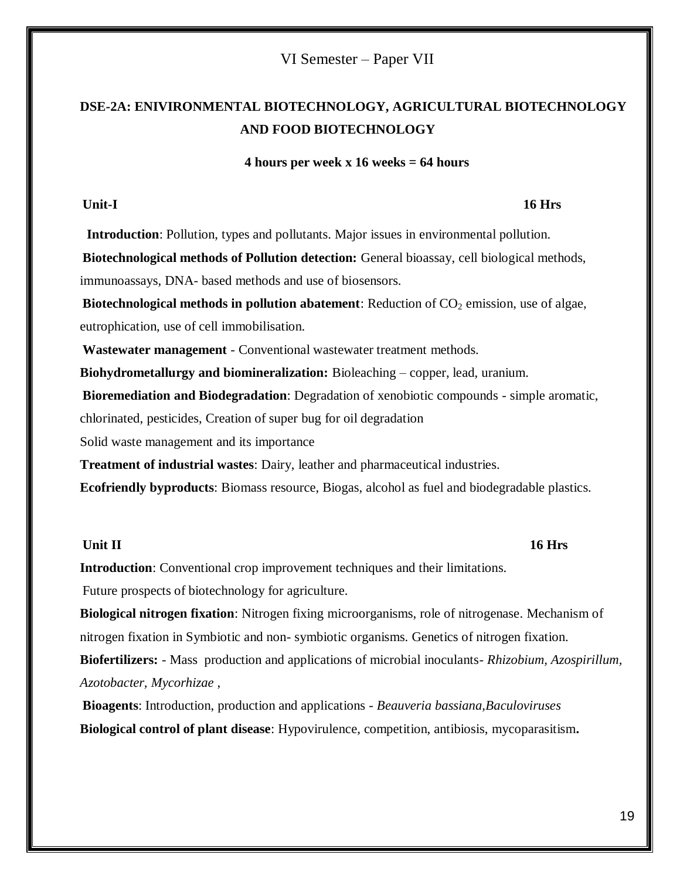VI Semester – Paper VII

## DSE-2A: ENIVIRONMENTAL BIOTECHNOLOGY, AGRICULTURAL BIOTECHNOLOGY AND FOOD BIOTECHNOLOGY

**4 hours per week x 16 weeks = 64 hours**

### Unit-I — 16 Hrs

**Introduction**: Pollution, types and pollutants. Major issues in environmental pollution.

**Biotechnological methods of Pollution detection:** General bioassay, cell biological methods, immunoassays, DNA- based methods and use of biosensors.

**Biotechnological methods in pollution abatement**: Reduction of $CO_2$ emission, use of algae, eutrophication, use of cell immobilisation.

**Wastewater management** - Conventional wastewater treatment methods.

**Biohydrometallurgy and biomineralization:** Bioleaching – copper, lead, uranium.

**Bioremediation and Biodegradation**: Degradation of xenobiotic compounds - simple aromatic, chlorinated, pesticides, Creation of super bug for oil degradation

Solid waste management and its importance

**Treatment of industrial wastes**: Dairy, leather and pharmaceutical industries.

**Ecofriendly byproducts**: Biomass resource, Biogas, alcohol as fuel and biodegradable plastics.

### Unit II — 16 Hrs

**Introduction**: Conventional crop improvement techniques and their limitations.

Future prospects of biotechnology for agriculture.

**Biological nitrogen fixation**: Nitrogen fixing microorganisms, role of nitrogenase. Mechanism of nitrogen fixation in Symbiotic and non- symbiotic organisms. Genetics of nitrogen fixation.

**Biofertilizers:** - Mass production and applications of microbial inoculants- *Rhizobium, Azospirillum, Azotobacter, Mycorhizae* ,

**Bioagents**: Introduction, production and applications - *Beauveria bassiana,Baculoviruses*

**Biological control of plant disease**: Hypovirulence, competition, antibiosis, mycoparasitism**.**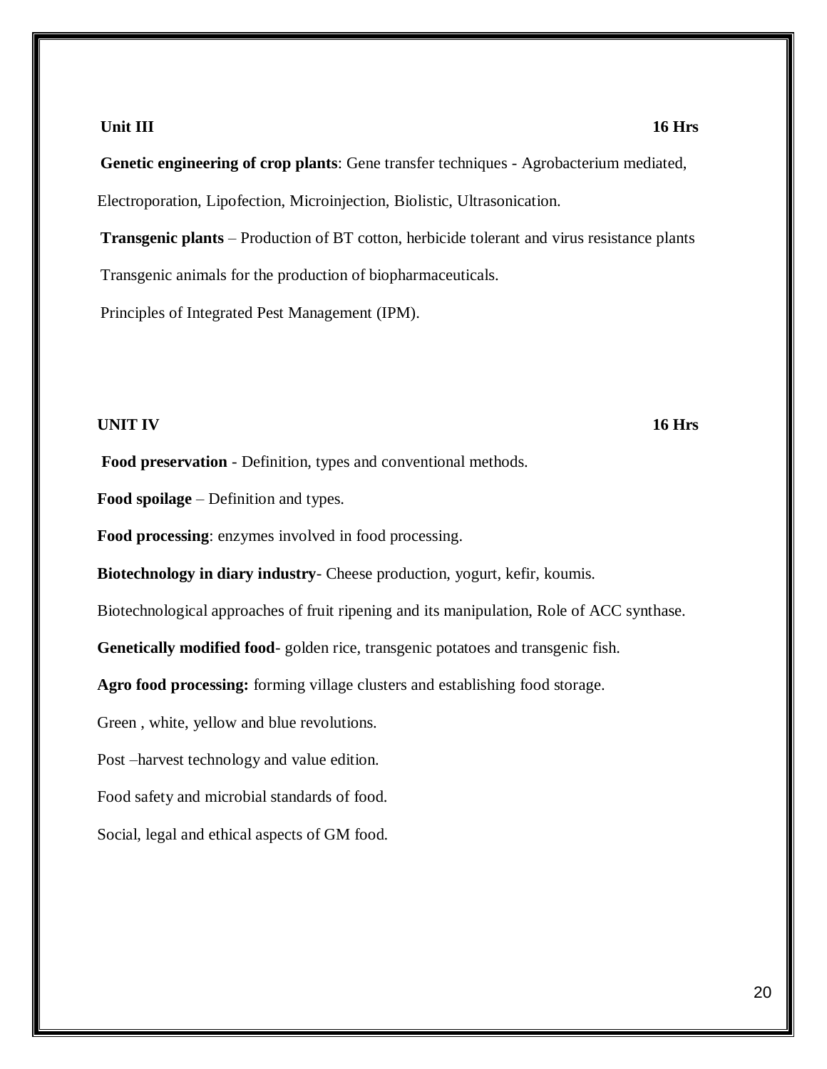**Unit III** **16 Hrs**

**Genetic engineering of crop plants**: Gene transfer techniques - Agrobacterium mediated, Electroporation, Lipofection, Microinjection, Biolistic, Ultrasonication.

**Transgenic plants** – Production of BT cotton, herbicide tolerant and virus resistance plants

Transgenic animals for the production of biopharmaceuticals.

Principles of Integrated Pest Management (IPM).

**UNIT IV** **16 Hrs**

**Food preservation** - Definition, types and conventional methods.

**Food spoilage** – Definition and types.

**Food processing**: enzymes involved in food processing.

**Biotechnology in diary industry**- Cheese production, yogurt, kefir, koumis.

Biotechnological approaches of fruit ripening and its manipulation, Role of ACC synthase.

**Genetically modified food**- golden rice, transgenic potatoes and transgenic fish.

**Agro food processing:** forming village clusters and establishing food storage.

Green , white, yellow and blue revolutions.

Post –harvest technology and value edition.

Food safety and microbial standards of food.

Social, legal and ethical aspects of GM food.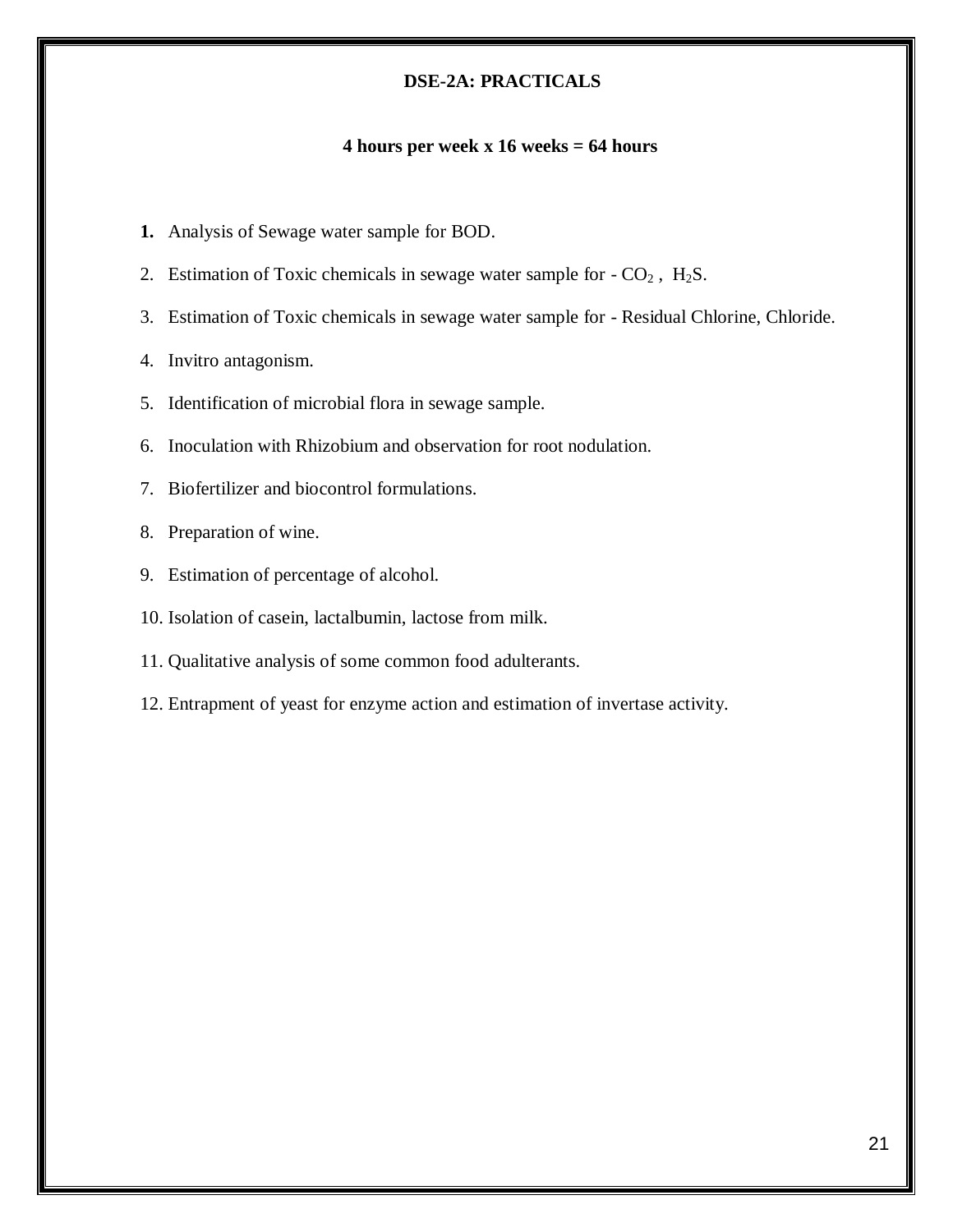## DSE-2A: PRACTICALS

**4 hours per week x 16 weeks = 64 hours**

1. Analysis of Sewage water sample for BOD.
2. Estimation of Toxic chemicals in sewage water sample for - $CO_2$ , $H_2S$.
3. Estimation of Toxic chemicals in sewage water sample for - Residual Chlorine, Chloride.
4. Invitro antagonism.
5. Identification of microbial flora in sewage sample.
6. Inoculation with Rhizobium and observation for root nodulation.
7. Biofertilizer and biocontrol formulations.
8. Preparation of wine.
9. Estimation of percentage of alcohol.
10. Isolation of casein, lactalbumin, lactose from milk.
11. Qualitative analysis of some common food adulterants.
12. Entrapment of yeast for enzyme action and estimation of invertase activity.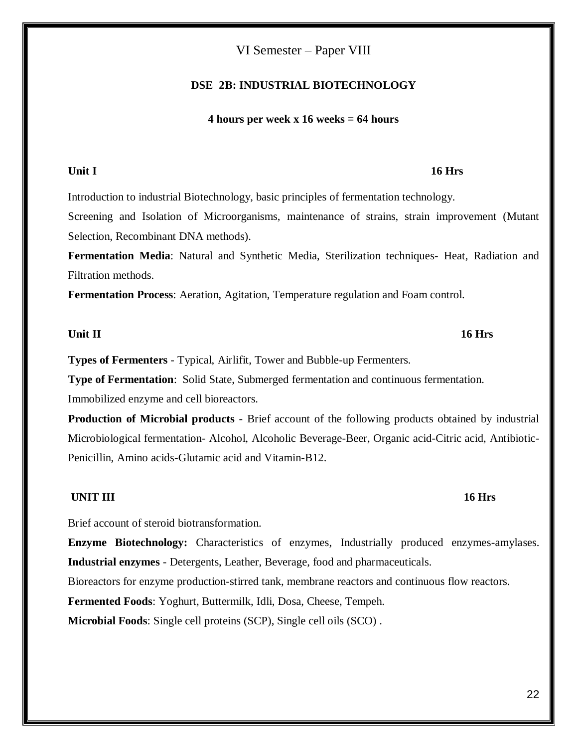# VI Semester – Paper VIII

## DSE 2B: INDUSTRIAL BIOTECHNOLOGY

**4 hours per week x 16 weeks = 64 hours**

**Unit I** **16 Hrs**

Introduction to industrial Biotechnology, basic principles of fermentation technology.

Screening and Isolation of Microorganisms, maintenance of strains, strain improvement (Mutant Selection, Recombinant DNA methods).

**Fermentation Media**: Natural and Synthetic Media, Sterilization techniques- Heat, Radiation and Filtration methods.

**Fermentation Process**: Aeration, Agitation, Temperature regulation and Foam control.

**Unit II** **16 Hrs**

**Types of Fermenters** - Typical, Airlifit, Tower and Bubble-up Fermenters.

**Type of Fermentation**: Solid State, Submerged fermentation and continuous fermentation.

Immobilized enzyme and cell bioreactors.

**Production of Microbial products** - Brief account of the following products obtained by industrial Microbiological fermentation- Alcohol, Alcoholic Beverage-Beer, Organic acid-Citric acid, Antibiotic-Penicillin, Amino acids-Glutamic acid and Vitamin-B12.

**UNIT III** **16 Hrs**

Brief account of steroid biotransformation.

**Enzyme Biotechnology:** Characteristics of enzymes, Industrially produced enzymes-amylases. **Industrial enzymes** - Detergents, Leather, Beverage, food and pharmaceuticals.

Bioreactors for enzyme production-stirred tank, membrane reactors and continuous flow reactors.

**Fermented Foods**: Yoghurt, Buttermilk, Idli, Dosa, Cheese, Tempeh.

**Microbial Foods**: Single cell proteins (SCP), Single cell oils (SCO) .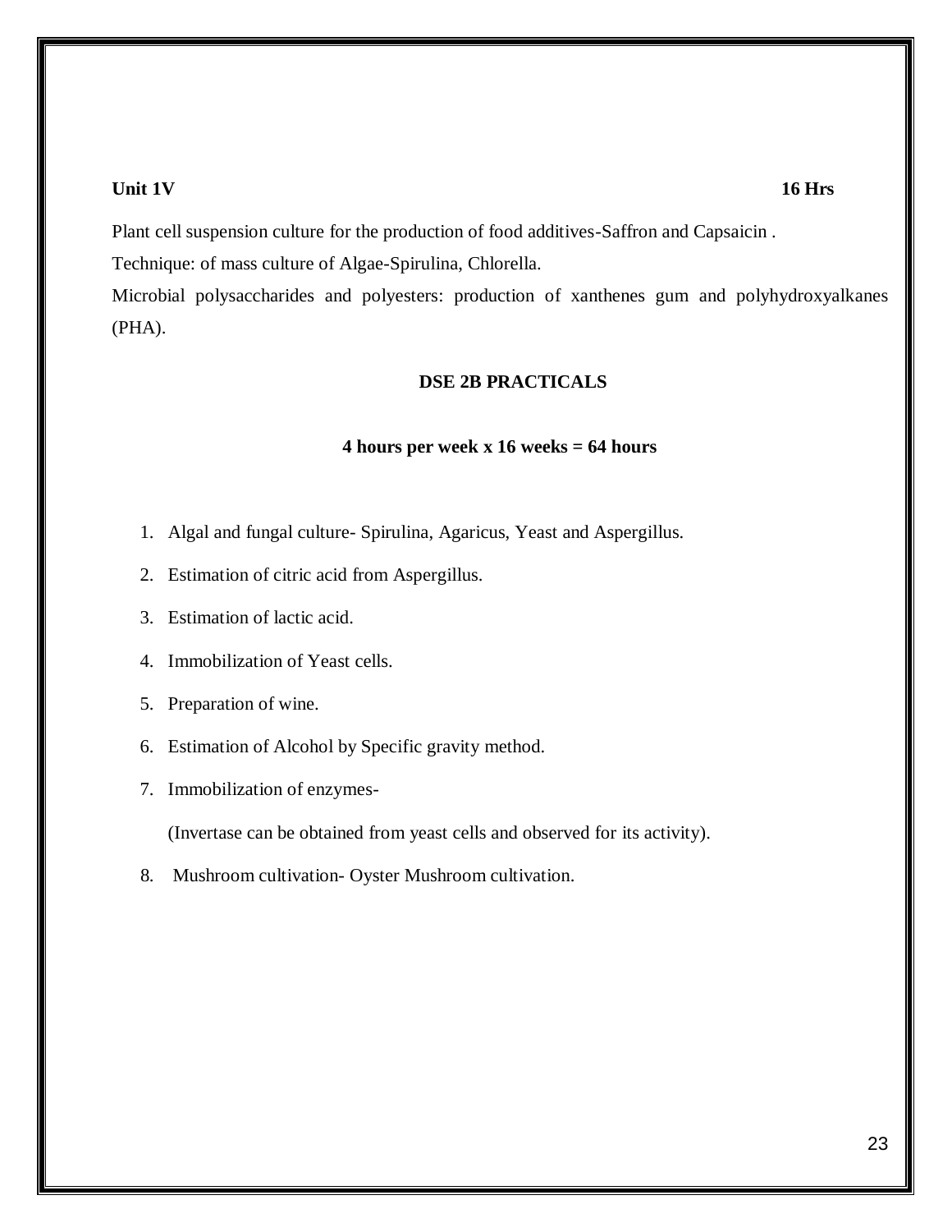**Unit 1V** **16 Hrs**

Plant cell suspension culture for the production of food additives-Saffron and Capsaicin .

Technique: of mass culture of Algae-Spirulina, Chlorella.

Microbial polysaccharides and polyesters: production of xanthenes gum and polyhydroxyalkanes (PHA).

**DSE 2B PRACTICALS**

**4 hours per week x 16 weeks = 64 hours**

1. Algal and fungal culture- Spirulina, Agaricus, Yeast and Aspergillus.
2. Estimation of citric acid from Aspergillus.
3. Estimation of lactic acid.
4. Immobilization of Yeast cells.
5. Preparation of wine.
6. Estimation of Alcohol by Specific gravity method.
7. Immobilization of enzymes-

   (Invertase can be obtained from yeast cells and observed for its activity).
8. Mushroom cultivation- Oyster Mushroom cultivation.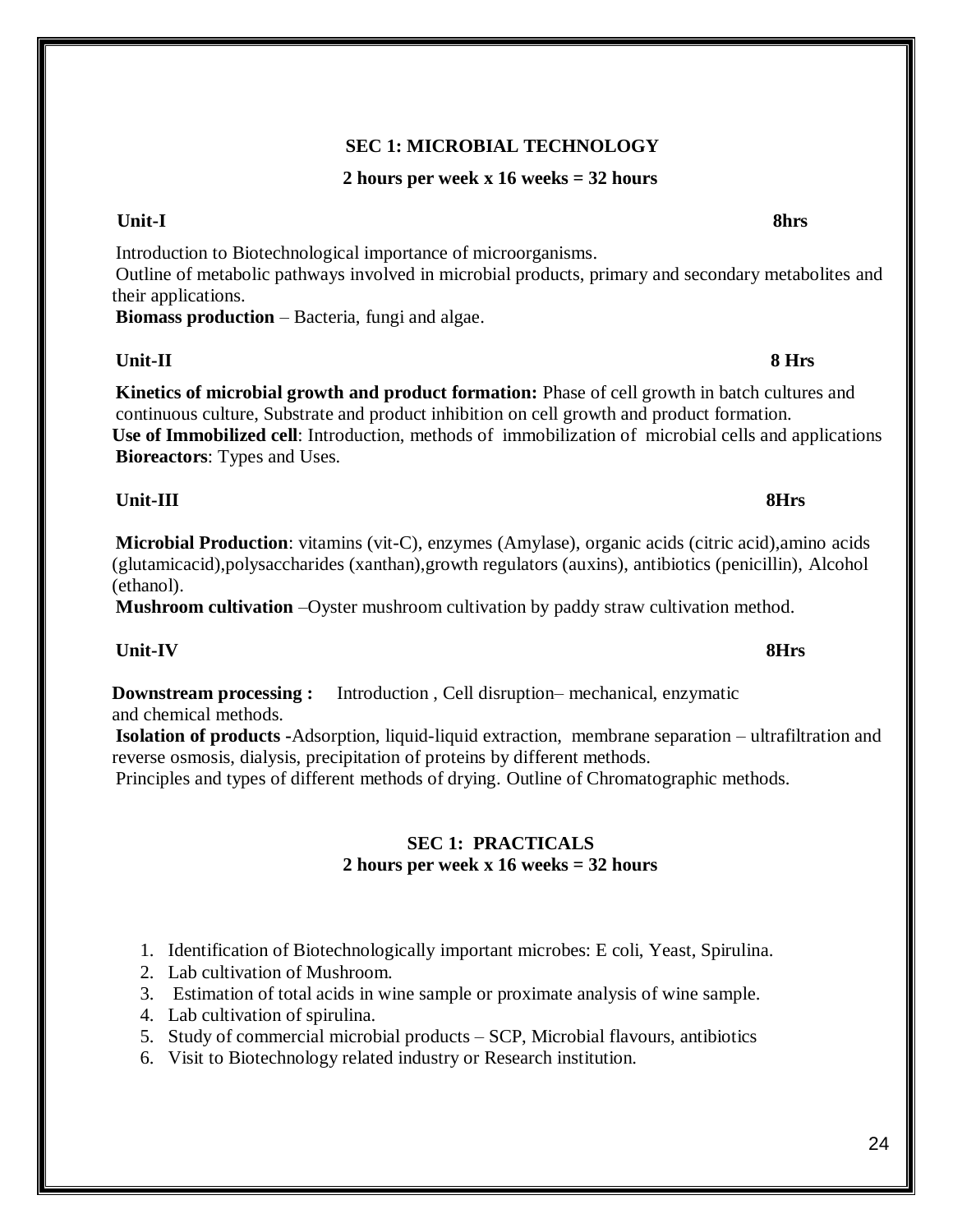## SEC 1: MICROBIAL TECHNOLOGY

**2 hours per week x 16 weeks = 32 hours**

**Unit-I** **8hrs**

Introduction to Biotechnological importance of microorganisms.

Outline of metabolic pathways involved in microbial products, primary and secondary metabolites and their applications.

**Biomass production** – Bacteria, fungi and algae.

**Unit-II** **8 Hrs**

**Kinetics of microbial growth and product formation:** Phase of cell growth in batch cultures and continuous culture, Substrate and product inhibition on cell growth and product formation.

**Use of Immobilized cell**: Introduction, methods of immobilization of microbial cells and applications

**Bioreactors**: Types and Uses.

**Unit-III** **8Hrs**

**Microbial Production**: vitamins (vit-C), enzymes (Amylase), organic acids (citric acid),amino acids (glutamicacid),polysaccharides (xanthan),growth regulators (auxins), antibiotics (penicillin), Alcohol (ethanol).

**Mushroom cultivation** –Oyster mushroom cultivation by paddy straw cultivation method.

**Unit-IV** **8Hrs**

**Downstream processing :** Introduction , Cell disruption– mechanical, enzymatic and chemical methods.

**Isolation of products -**Adsorption, liquid-liquid extraction, membrane separation – ultrafiltration and reverse osmosis, dialysis, precipitation of proteins by different methods.

Principles and types of different methods of drying. Outline of Chromatographic methods.

## SEC 1: PRACTICALS

**2 hours per week x 16 weeks = 32 hours**

1. Identification of Biotechnologically important microbes: E coli, Yeast, Spirulina.
2. Lab cultivation of Mushroom.
3. Estimation of total acids in wine sample or proximate analysis of wine sample.
4. Lab cultivation of spirulina.
5. Study of commercial microbial products – SCP, Microbial flavours, antibiotics
6. Visit to Biotechnology related industry or Research institution.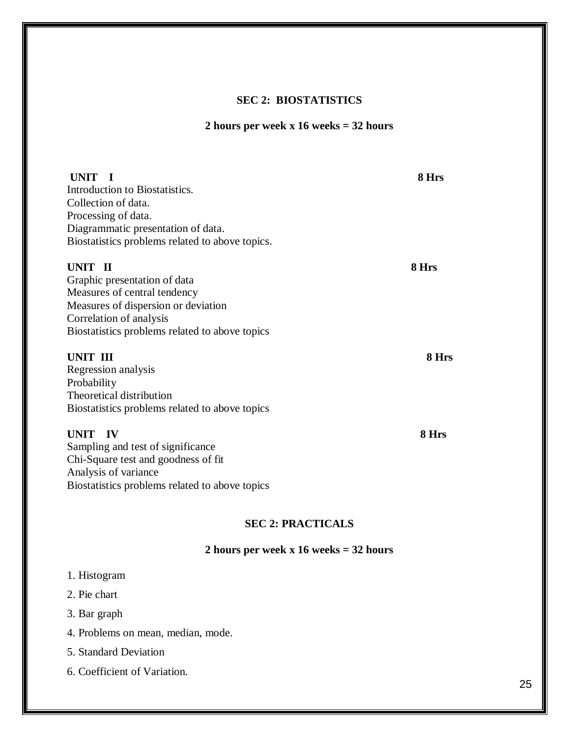## SEC 2: BIOSTATISTICS

**2 hours per week x 16 weeks = 32 hours**

**UNIT I** **8 Hrs**

Introduction to Biostatistics.
Collection of data.
Processing of data.
Diagrammatic presentation of data.
Biostatistics problems related to above topics.

**UNIT II** **8 Hrs**

Graphic presentation of data
Measures of central tendency
Measures of dispersion or deviation
Correlation of analysis
Biostatistics problems related to above topics

**UNIT III** **8 Hrs**

Regression analysis
Probability
Theoretical distribution
Biostatistics problems related to above topics

**UNIT IV** **8 Hrs**

Sampling and test of significance
Chi-Square test and goodness of fit
Analysis of variance
Biostatistics problems related to above topics

## SEC 2: PRACTICALS

**2 hours per week x 16 weeks = 32 hours**

1. Histogram
2. Pie chart
3. Bar graph
4. Problems on mean, median, mode.
5. Standard Deviation
6. Coefficient of Variation.